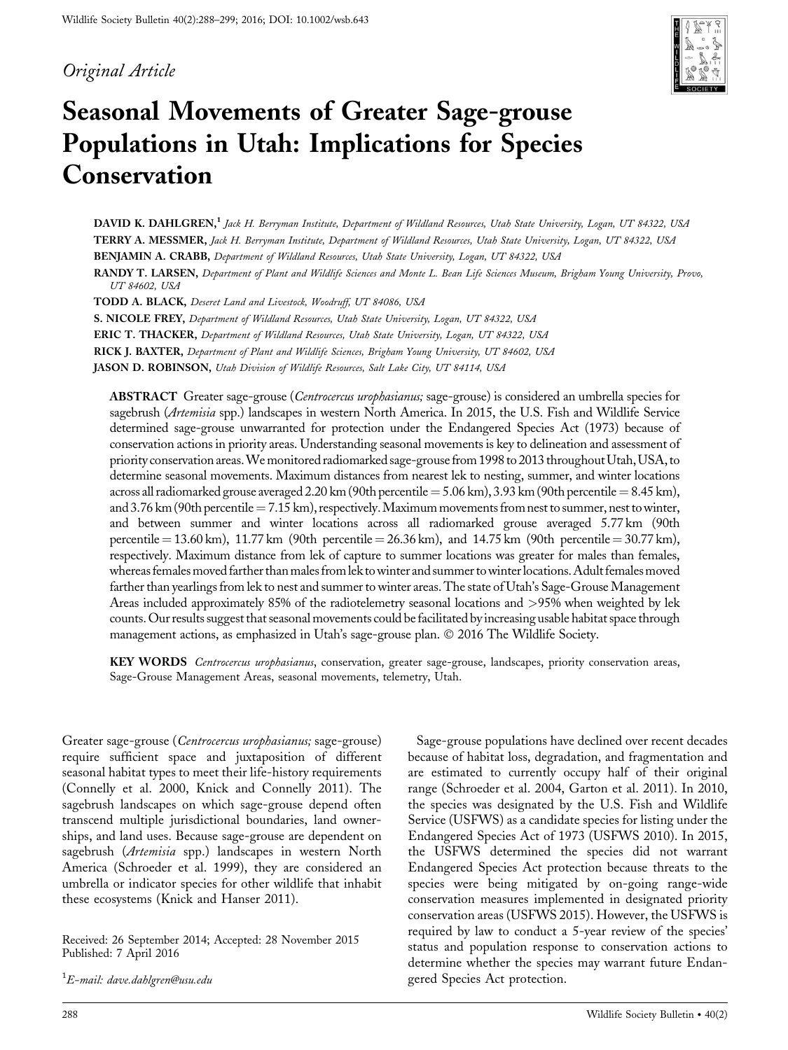*Original Article*

# Seasonal Movements of Greater Sage-grouse Populations in Utah: Implications for Species Conservation

**DAVID K. DAHLGREN,**[1] *Jack H. Berryman Institute, Department of Wildland Resources, Utah State University, Logan, UT 84322, USA*

**TERRY A. MESSMER,** *Jack H. Berryman Institute, Department of Wildland Resources, Utah State University, Logan, UT 84322, USA*

**BENJAMIN A. CRABB,** *Department of Wildland Resources, Utah State University, Logan, UT 84322, USA*

**RANDY T. LARSEN,** *Department of Plant and Wildlife Sciences and Monte L. Bean Life Sciences Museum, Brigham Young University, Provo, UT 84602, USA*

**TODD A. BLACK,** *Deseret Land and Livestock, Woodruff, UT 84086, USA*

**S. NICOLE FREY,** *Department of Wildland Resources, Utah State University, Logan, UT 84322, USA*

**ERIC T. THACKER,** *Department of Wildland Resources, Utah State University, Logan, UT 84322, USA*

**RICK J. BAXTER,** *Department of Plant and Wildlife Sciences, Brigham Young University, UT 84602, USA*

**JASON D. ROBINSON,** *Utah Division of Wildlife Resources, Salt Lake City, UT 84114, USA*

**ABSTRACT** Greater sage-grouse (*Centrocercus urophasianus;* sage-grouse) is considered an umbrella species for sagebrush (*Artemisia* spp.) landscapes in western North America. In 2015, the U.S. Fish and Wildlife Service determined sage-grouse unwarranted for protection under the Endangered Species Act (1973) because of conservation actions in priority areas. Understanding seasonal movements is key to delineation and assessment of priority conservation areas. We monitored radiomarked sage-grouse from 1998 to 2013 throughout Utah, USA, to determine seasonal movements. Maximum distances from nearest lek to nesting, summer, and winter locations across all radiomarked grouse averaged 2.20 km (90th percentile = 5.06 km), 3.93 km (90th percentile = 8.45 km), and 3.76 km (90th percentile = 7.15 km), respectively. Maximum movements from nest to summer, nest to winter, and between summer and winter locations across all radiomarked grouse averaged 5.77 km (90th percentile = 13.60 km), 11.77 km (90th percentile = 26.36 km), and 14.75 km (90th percentile = 30.77 km), respectively. Maximum distance from lek of capture to summer locations was greater for males than females, whereas females moved farther than males from lek to winter and summer to winter locations. Adult females moved farther than yearlings from lek to nest and summer to winter areas. The state of Utah's Sage-Grouse Management Areas included approximately 85% of the radiotelemetry seasonal locations and >95% when weighted by lek counts. Our results suggest that seasonal movements could be facilitated by increasing usable habitat space through management actions, as emphasized in Utah's sage-grouse plan. © 2016 The Wildlife Society.

**KEY WORDS** *Centrocercus urophasianus*, conservation, greater sage-grouse, landscapes, priority conservation areas, Sage-Grouse Management Areas, seasonal movements, telemetry, Utah.

Greater sage-grouse (*Centrocercus urophasianus;* sage-grouse) require sufficient space and juxtaposition of different seasonal habitat types to meet their life-history requirements (Connelly et al. 2000, Knick and Connelly 2011). The sagebrush landscapes on which sage-grouse depend often transcend multiple jurisdictional boundaries, land ownerships, and land uses. Because sage-grouse are dependent on sagebrush (*Artemisia* spp.) landscapes in western North America (Schroeder et al. 1999), they are considered an umbrella or indicator species for other wildlife that inhabit these ecosystems (Knick and Hanser 2011).

Sage-grouse populations have declined over recent decades because of habitat loss, degradation, and fragmentation and are estimated to currently occupy half of their original range (Schroeder et al. 2004, Garton et al. 2011). In 2010, the species was designated by the U.S. Fish and Wildlife Service (USFWS) as a candidate species for listing under the Endangered Species Act of 1973 (USFWS 2010). In 2015, the USFWS determined the species did not warrant Endangered Species Act protection because threats to the species were being mitigated by on-going range-wide conservation measures implemented in designated priority conservation areas (USFWS 2015). However, the USFWS is required by law to conduct a 5-year review of the species' status and population response to conservation actions to determine whether the species may warrant future Endangered Species Act protection.

Received: 26 September 2014; Accepted: 28 November 2015
Published: 7 April 2016

[1]E-mail: dave.dahlgren@usu.edu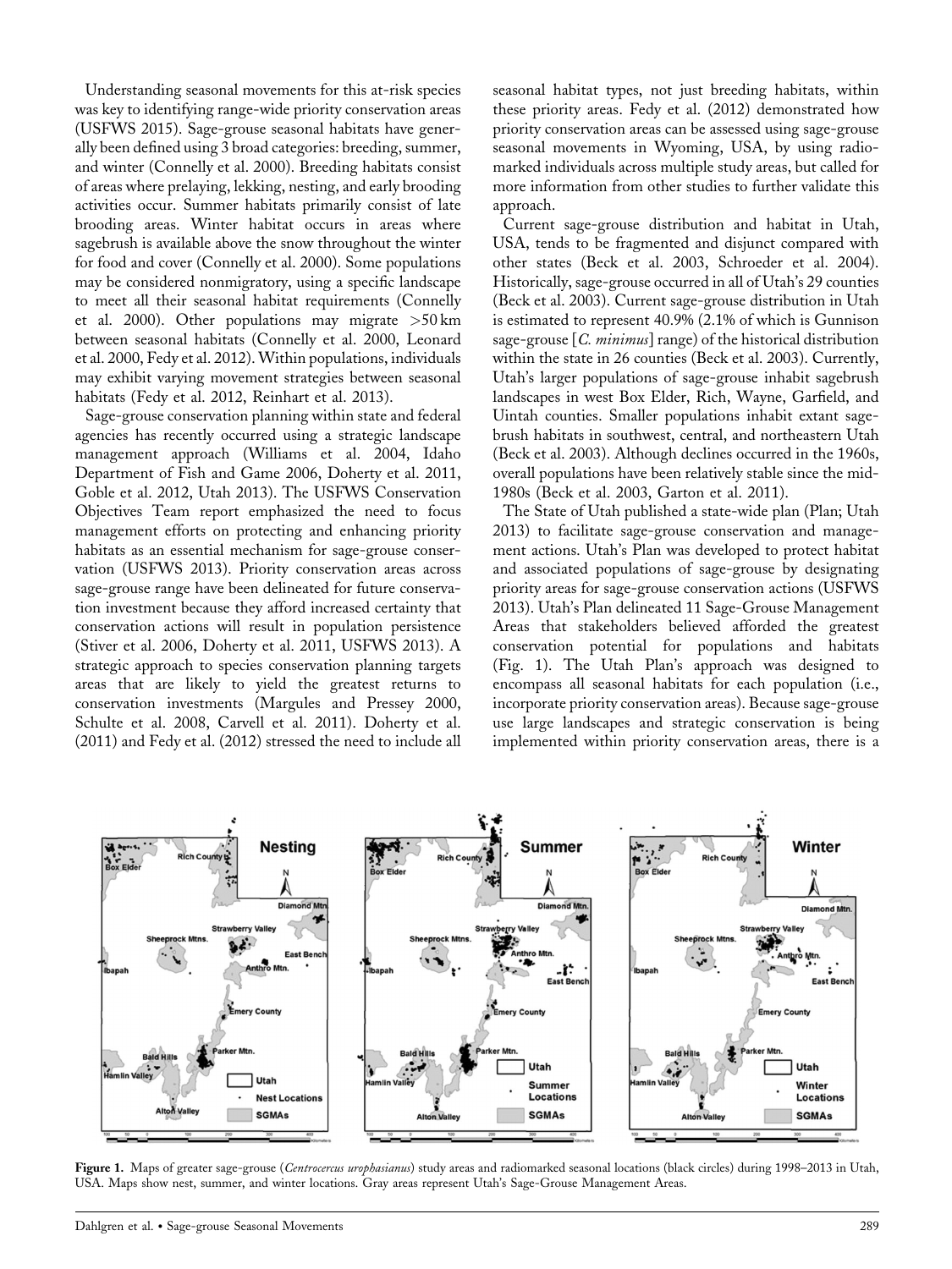Understanding seasonal movements for this at-risk species was key to identifying range-wide priority conservation areas (USFWS 2015). Sage-grouse seasonal habitats have generally been defined using 3 broad categories: breeding, summer, and winter (Connelly et al. 2000). Breeding habitats consist of areas where prelaying, lekking, nesting, and early brooding activities occur. Summer habitats primarily consist of late brooding areas. Winter habitat occurs in areas where sagebrush is available above the snow throughout the winter for food and cover (Connelly et al. 2000). Some populations may be considered nonmigratory, using a specific landscape to meet all their seasonal habitat requirements (Connelly et al. 2000). Other populations may migrate >50 km between seasonal habitats (Connelly et al. 2000, Leonard et al. 2000, Fedy et al. 2012). Within populations, individuals may exhibit varying movement strategies between seasonal habitats (Fedy et al. 2012, Reinhart et al. 2013).

Sage-grouse conservation planning within state and federal agencies has recently occurred using a strategic landscape management approach (Williams et al. 2004, Idaho Department of Fish and Game 2006, Doherty et al. 2011, Goble et al. 2012, Utah 2013). The USFWS Conservation Objectives Team report emphasized the need to focus management efforts on protecting and enhancing priority habitats as an essential mechanism for sage-grouse conservation (USFWS 2013). Priority conservation areas across sage-grouse range have been delineated for future conservation investment because they afford increased certainty that conservation actions will result in population persistence (Stiver et al. 2006, Doherty et al. 2011, USFWS 2013). A strategic approach to species conservation planning targets areas that are likely to yield the greatest returns to conservation investments (Margules and Pressey 2000, Schulte et al. 2008, Carvell et al. 2011). Doherty et al. (2011) and Fedy et al. (2012) stressed the need to include all seasonal habitat types, not just breeding habitats, within these priority areas. Fedy et al. (2012) demonstrated how priority conservation areas can be assessed using sage-grouse seasonal movements in Wyoming, USA, by using radio-marked individuals across multiple study areas, but called for more information from other studies to further validate this approach.

Current sage-grouse distribution and habitat in Utah, USA, tends to be fragmented and disjunct compared with other states (Beck et al. 2003, Schroeder et al. 2004). Historically, sage-grouse occurred in all of Utah's 29 counties (Beck et al. 2003). Current sage-grouse distribution in Utah is estimated to represent 40.9% (2.1% of which is Gunnison sage-grouse [*C. minimus*] range) of the historical distribution within the state in 26 counties (Beck et al. 2003). Currently, Utah's larger populations of sage-grouse inhabit sagebrush landscapes in west Box Elder, Rich, Wayne, Garfield, and Uintah counties. Smaller populations inhabit extant sagebrush habitats in southwest, central, and northeastern Utah (Beck et al. 2003). Although declines occurred in the 1960s, overall populations have been relatively stable since the mid-1980s (Beck et al. 2003, Garton et al. 2011).

The State of Utah published a state-wide plan (Plan; Utah 2013) to facilitate sage-grouse conservation and management actions. Utah's Plan was developed to protect habitat and associated populations of sage-grouse by designating priority areas for sage-grouse conservation actions (USFWS 2013). Utah's Plan delineated 11 Sage-Grouse Management Areas that stakeholders believed afforded the greatest conservation potential for populations and habitats (Fig. 1). The Utah Plan's approach was designed to encompass all seasonal habitats for each population (i.e., incorporate priority conservation areas). Because sage-grouse use large landscapes and strategic conservation is being implemented within priority conservation areas, there is a

**Figure 1.** Maps of greater sage-grouse (*Centrocercus urophasianus*) study areas and radiomarked seasonal locations (black circles) during 1998–2013 in Utah, USA. Maps show nest, summer, and winter locations. Gray areas represent Utah's Sage-Grouse Management Areas.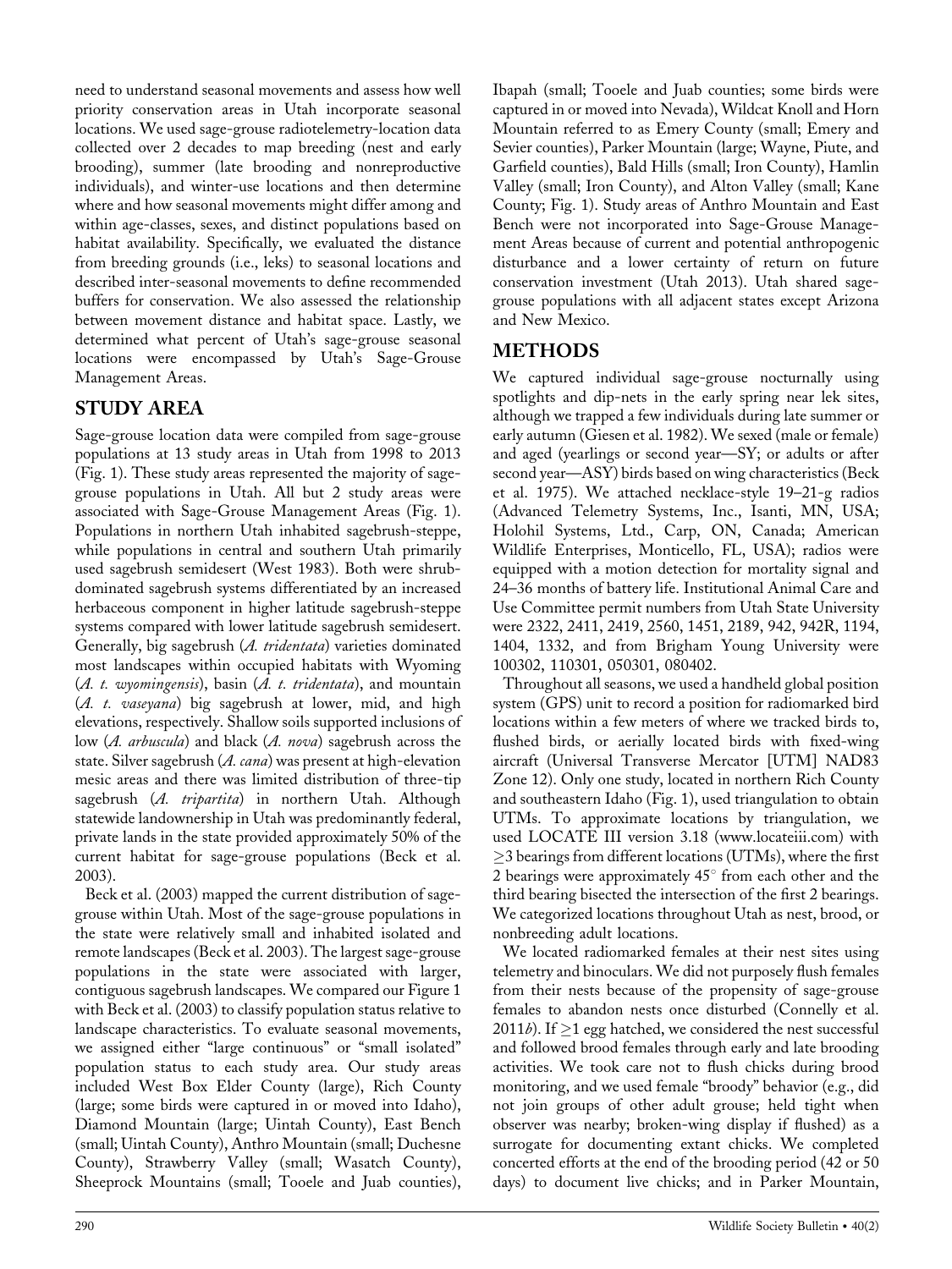need to understand seasonal movements and assess how well priority conservation areas in Utah incorporate seasonal locations. We used sage-grouse radiotelemetry-location data collected over 2 decades to map breeding (nest and early brooding), summer (late brooding and nonreproductive individuals), and winter-use locations and then determine where and how seasonal movements might differ among and within age-classes, sexes, and distinct populations based on habitat availability. Specifically, we evaluated the distance from breeding grounds (i.e., leks) to seasonal locations and described inter-seasonal movements to define recommended buffers for conservation. We also assessed the relationship between movement distance and habitat space. Lastly, we determined what percent of Utah's sage-grouse seasonal locations were encompassed by Utah's Sage-Grouse Management Areas.

## STUDY AREA

Sage-grouse location data were compiled from sage-grouse populations at 13 study areas in Utah from 1998 to 2013 (Fig. 1). These study areas represented the majority of sage-grouse populations in Utah. All but 2 study areas were associated with Sage-Grouse Management Areas (Fig. 1). Populations in northern Utah inhabited sagebrush-steppe, while populations in central and southern Utah primarily used sagebrush semidesert (West 1983). Both were shrub-dominated sagebrush systems differentiated by an increased herbaceous component in higher latitude sagebrush-steppe systems compared with lower latitude sagebrush semidesert. Generally, big sagebrush (*A. tridentata*) varieties dominated most landscapes within occupied habitats with Wyoming (*A. t. wyomingensis*), basin (*A. t. tridentata*), and mountain (*A. t. vaseyana*) big sagebrush at lower, mid, and high elevations, respectively. Shallow soils supported inclusions of low (*A. arbuscula*) and black (*A. nova*) sagebrush across the state. Silver sagebrush (*A. cana*) was present at high-elevation mesic areas and there was limited distribution of three-tip sagebrush (*A. tripartita*) in northern Utah. Although statewide landownership in Utah was predominantly federal, private lands in the state provided approximately 50% of the current habitat for sage-grouse populations (Beck et al. 2003).

Beck et al. (2003) mapped the current distribution of sage-grouse within Utah. Most of the sage-grouse populations in the state were relatively small and inhabited isolated and remote landscapes (Beck et al. 2003). The largest sage-grouse populations in the state were associated with larger, contiguous sagebrush landscapes. We compared our Figure 1 with Beck et al. (2003) to classify population status relative to landscape characteristics. To evaluate seasonal movements, we assigned either "large continuous" or "small isolated" population status to each study area. Our study areas included West Box Elder County (large), Rich County (large; some birds were captured in or moved into Idaho), Diamond Mountain (large; Uintah County), East Bench (small; Uintah County), Anthro Mountain (small; Duchesne County), Strawberry Valley (small; Wasatch County), Sheeprock Mountains (small; Tooele and Juab counties), Ibapah (small; Tooele and Juab counties; some birds were captured in or moved into Nevada), Wildcat Knoll and Horn Mountain referred to as Emery County (small; Emery and Sevier counties), Parker Mountain (large; Wayne, Piute, and Garfield counties), Bald Hills (small; Iron County), Hamlin Valley (small; Iron County), and Alton Valley (small; Kane County; Fig. 1). Study areas of Anthro Mountain and East Bench were not incorporated into Sage-Grouse Management Areas because of current and potential anthropogenic disturbance and a lower certainty of return on future conservation investment (Utah 2013). Utah shared sage-grouse populations with all adjacent states except Arizona and New Mexico.

## METHODS

We captured individual sage-grouse nocturnally using spotlights and dip-nets in the early spring near lek sites, although we trapped a few individuals during late summer or early autumn (Giesen et al. 1982). We sexed (male or female) and aged (yearlings or second year—SY; or adults or after second year—ASY) birds based on wing characteristics (Beck et al. 1975). We attached necklace-style 19–21-g radios (Advanced Telemetry Systems, Inc., Isanti, MN, USA; Holohil Systems, Ltd., Carp, ON, Canada; American Wildlife Enterprises, Monticello, FL, USA); radios were equipped with a motion detection for mortality signal and 24–36 months of battery life. Institutional Animal Care and Use Committee permit numbers from Utah State University were 2322, 2411, 2419, 2560, 1451, 2189, 942, 942R, 1194, 1404, 1332, and from Brigham Young University were 100302, 110301, 050301, 080402.

Throughout all seasons, we used a handheld global position system (GPS) unit to record a position for radiomarked bird locations within a few meters of where we tracked birds to, flushed birds, or aerially located birds with fixed-wing aircraft (Universal Transverse Mercator [UTM] NAD83 Zone 12). Only one study, located in northern Rich County and southeastern Idaho (Fig. 1), used triangulation to obtain UTMs. To approximate locations by triangulation, we used LOCATE III version 3.18 (www.locateiii.com) with $\geq$3 bearings from different locations (UTMs), where the first 2 bearings were approximately 45° from each other and the third bearing bisected the intersection of the first 2 bearings. We categorized locations throughout Utah as nest, brood, or nonbreeding adult locations.

We located radiomarked females at their nest sites using telemetry and binoculars. We did not purposely flush females from their nests because of the propensity of sage-grouse females to abandon nests once disturbed (Connelly et al. 2011*b*). If $\geq$1 egg hatched, we considered the nest successful and followed brood females through early and late brooding activities. We took care not to flush chicks during brood monitoring, and we used female "broody" behavior (e.g., did not join groups of other adult grouse; held tight when observer was nearby; broken-wing display if flushed) as a surrogate for documenting extant chicks. We completed concerted efforts at the end of the brooding period (42 or 50 days) to document live chicks; and in Parker Mountain,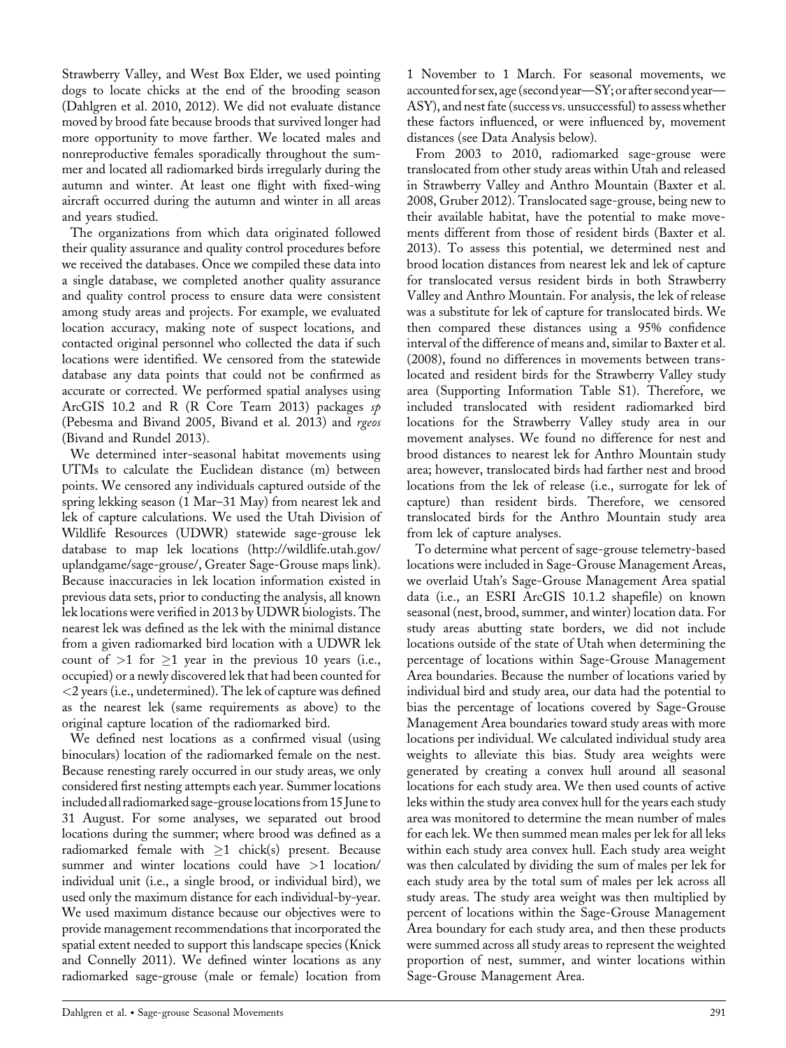Strawberry Valley, and West Box Elder, we used pointing dogs to locate chicks at the end of the brooding season (Dahlgren et al. 2010, 2012). We did not evaluate distance moved by brood fate because broods that survived longer had more opportunity to move farther. We located males and nonreproductive females sporadically throughout the summer and located all radiomarked birds irregularly during the autumn and winter. At least one flight with fixed-wing aircraft occurred during the autumn and winter in all areas and years studied.

The organizations from which data originated followed their quality assurance and quality control procedures before we received the databases. Once we compiled these data into a single database, we completed another quality assurance and quality control process to ensure data were consistent among study areas and projects. For example, we evaluated location accuracy, making note of suspect locations, and contacted original personnel who collected the data if such locations were identified. We censored from the statewide database any data points that could not be confirmed as accurate or corrected. We performed spatial analyses using ArcGIS 10.2 and R (R Core Team 2013) packages *sp* (Pebesma and Bivand 2005, Bivand et al. 2013) and *rgeos* (Bivand and Rundel 2013).

We determined inter-seasonal habitat movements using UTMs to calculate the Euclidean distance (m) between points. We censored any individuals captured outside of the spring lekking season (1 Mar–31 May) from nearest lek and lek of capture calculations. We used the Utah Division of Wildlife Resources (UDWR) statewide sage-grouse lek database to map lek locations (http://wildlife.utah.gov/uplandgame/sage-grouse/, Greater Sage-Grouse maps link). Because inaccuracies in lek location information existed in previous data sets, prior to conducting the analysis, all known lek locations were verified in 2013 by UDWR biologists. The nearest lek was defined as the lek with the minimal distance from a given radiomarked bird location with a UDWR lek count of $>1$ for $\geq 1$ year in the previous 10 years (i.e., occupied) or a newly discovered lek that had been counted for $<2$ years (i.e., undetermined). The lek of capture was defined as the nearest lek (same requirements as above) to the original capture location of the radiomarked bird.

We defined nest locations as a confirmed visual (using binoculars) location of the radiomarked female on the nest. Because renesting rarely occurred in our study areas, we only considered first nesting attempts each year. Summer locations included all radiomarked sage-grouse locations from 15 June to 31 August. For some analyses, we separated out brood locations during the summer; where brood was defined as a radiomarked female with $\geq 1$ chick(s) present. Because summer and winter locations could have $>1$ location/individual unit (i.e., a single brood, or individual bird), we used only the maximum distance for each individual-by-year. We used maximum distance because our objectives were to provide management recommendations that incorporated the spatial extent needed to support this landscape species (Knick and Connelly 2011). We defined winter locations as any radiomarked sage-grouse (male or female) location from 1 November to 1 March. For seasonal movements, we accounted for sex, age (second year—SY; or after second year—ASY), and nest fate (success vs. unsuccessful) to assess whether these factors influenced, or were influenced by, movement distances (see Data Analysis below).

From 2003 to 2010, radiomarked sage-grouse were translocated from other study areas within Utah and released in Strawberry Valley and Anthro Mountain (Baxter et al. 2008, Gruber 2012). Translocated sage-grouse, being new to their available habitat, have the potential to make movements different from those of resident birds (Baxter et al. 2013). To assess this potential, we determined nest and brood location distances from nearest lek and lek of capture for translocated versus resident birds in both Strawberry Valley and Anthro Mountain. For analysis, the lek of release was a substitute for lek of capture for translocated birds. We then compared these distances using a 95% confidence interval of the difference of means and, similar to Baxter et al. (2008), found no differences in movements between translocated and resident birds for the Strawberry Valley study area (Supporting Information Table S1). Therefore, we included translocated with resident radiomarked bird locations for the Strawberry Valley study area in our movement analyses. We found no difference for nest and brood distances to nearest lek for Anthro Mountain study area; however, translocated birds had farther nest and brood locations from the lek of release (i.e., surrogate for lek of capture) than resident birds. Therefore, we censored translocated birds for the Anthro Mountain study area from lek of capture analyses.

To determine what percent of sage-grouse telemetry-based locations were included in Sage-Grouse Management Areas, we overlaid Utah's Sage-Grouse Management Area spatial data (i.e., an ESRI ArcGIS 10.1.2 shapefile) on known seasonal (nest, brood, summer, and winter) location data. For study areas abutting state borders, we did not include locations outside of the state of Utah when determining the percentage of locations within Sage-Grouse Management Area boundaries. Because the number of locations varied by individual bird and study area, our data had the potential to bias the percentage of locations covered by Sage-Grouse Management Area boundaries toward study areas with more locations per individual. We calculated individual study area weights to alleviate this bias. Study area weights were generated by creating a convex hull around all seasonal locations for each study area. We then used counts of active leks within the study area convex hull for the years each study area was monitored to determine the mean number of males for each lek. We then summed mean males per lek for all leks within each study area convex hull. Each study area weight was then calculated by dividing the sum of males per lek for each study area by the total sum of males per lek across all study areas. The study area weight was then multiplied by percent of locations within the Sage-Grouse Management Area boundary for each study area, and then these products were summed across all study areas to represent the weighted proportion of nest, summer, and winter locations within Sage-Grouse Management Area.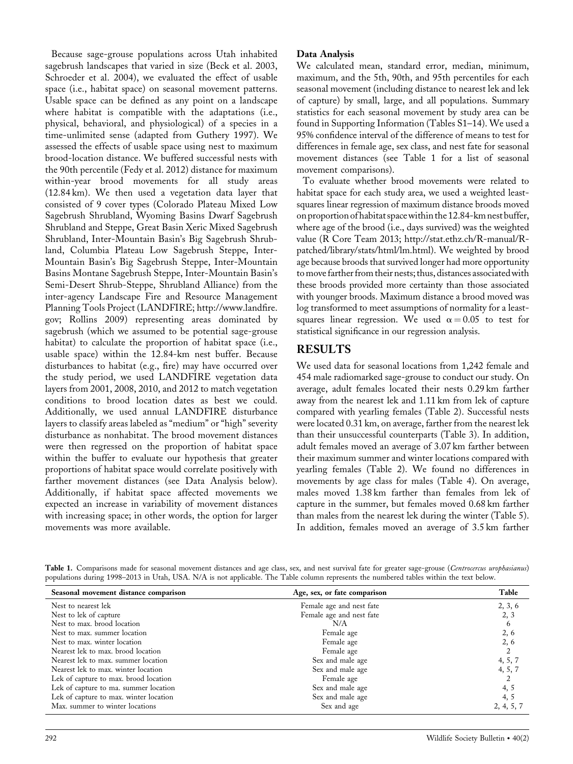Because sage-grouse populations across Utah inhabited sagebrush landscapes that varied in size (Beck et al. 2003, Schroeder et al. 2004), we evaluated the effect of usable space (i.e., habitat space) on seasonal movement patterns. Usable space can be defined as any point on a landscape where habitat is compatible with the adaptations (i.e., physical, behavioral, and physiological) of a species in a time-unlimited sense (adapted from Guthery 1997). We assessed the effects of usable space using nest to maximum brood-location distance. We buffered successful nests with the 90th percentile (Fedy et al. 2012) distance for maximum within-year brood movements for all study areas (12.84 km). We then used a vegetation data layer that consisted of 9 cover types (Colorado Plateau Mixed Low Sagebrush Shrubland, Wyoming Basins Dwarf Sagebrush Shrubland and Steppe, Great Basin Xeric Mixed Sagebrush Shrubland, Inter-Mountain Basin's Big Sagebrush Shrubland, Columbia Plateau Low Sagebrush Steppe, Inter-Mountain Basin's Big Sagebrush Steppe, Inter-Mountain Basins Montane Sagebrush Steppe, Inter-Mountain Basin's Semi-Desert Shrub-Steppe, Shrubland Alliance) from the inter-agency Landscape Fire and Resource Management Planning Tools Project (LANDFIRE; http://www.landfire.gov; Rollins 2009) representing areas dominated by sagebrush (which we assumed to be potential sage-grouse habitat) to calculate the proportion of habitat space (i.e., usable space) within the 12.84-km nest buffer. Because disturbances to habitat (e.g., fire) may have occurred over the study period, we used LANDFIRE vegetation data layers from 2001, 2008, 2010, and 2012 to match vegetation conditions to brood location dates as best we could. Additionally, we used annual LANDFIRE disturbance layers to classify areas labeled as "medium" or "high" severity disturbance as nonhabitat. The brood movement distances were then regressed on the proportion of habitat space within the buffer to evaluate our hypothesis that greater proportions of habitat space would correlate positively with farther movement distances (see Data Analysis below). Additionally, if habitat space affected movements we expected an increase in variability of movement distances with increasing space; in other words, the option for larger movements was more available.

### Data Analysis

We calculated mean, standard error, median, minimum, maximum, and the 5th, 90th, and 95th percentiles for each seasonal movement (including distance to nearest lek and lek of capture) by small, large, and all populations. Summary statistics for each seasonal movement by study area can be found in Supporting Information (Tables S1–14). We used a 95% confidence interval of the difference of means to test for differences in female age, sex class, and nest fate for seasonal movement distances (see Table 1 for a list of seasonal movement comparisons).

To evaluate whether brood movements were related to habitat space for each study area, we used a weighted least-squares linear regression of maximum distance broods moved on proportion of habitat space within the 12.84-km nest buffer, where age of the brood (i.e., days survived) was the weighted value (R Core Team 2013; http://stat.ethz.ch/R-manual/R-patched/library/stats/html/lm.html). We weighted by brood age because broods that survived longer had more opportunity to move farther from their nests; thus, distances associated with these broods provided more certainty than those associated with younger broods. Maximum distance a brood moved was log transformed to meet assumptions of normality for a least-squares linear regression. We used $\alpha = 0.05$ to test for statistical significance in our regression analysis.

## RESULTS

We used data for seasonal locations from 1,242 female and 454 male radiomarked sage-grouse to conduct our study. On average, adult females located their nests 0.29 km farther away from the nearest lek and 1.11 km from lek of capture compared with yearling females (Table 2). Successful nests were located 0.31 km, on average, farther from the nearest lek than their unsuccessful counterparts (Table 3). In addition, adult females moved an average of 3.07 km farther between their maximum summer and winter locations compared with yearling females (Table 2). We found no differences in movements by age class for males (Table 4). On average, males moved 1.38 km farther than females from lek of capture in the summer, but females moved 0.68 km farther than males from the nearest lek during the winter (Table 5). In addition, females moved an average of 3.5 km farther

**Table 1.** Comparisons made for seasonal movement distances and age class, sex, and nest survival fate for greater sage-grouse (*Centrocercus urophasianus*) populations during 1998–2013 in Utah, USA. N/A is not applicable. The Table column represents the numbered tables within the text below.

| Seasonal movement distance comparison | Age, sex, or fate comparison | Table |
|---|---|---|
| Nest to nearest lek | Female age and nest fate | 2, 3, 6 |
| Nest to lek of capture | Female age and nest fate | 2, 3 |
| Nest to max. brood location | N/A | 6 |
| Nest to max. summer location | Female age | 2, 6 |
| Nest to max. winter location | Female age | 2, 6 |
| Nearest lek to max. brood location | Female age | 2 |
| Nearest lek to max. summer location | Sex and male age | 4, 5, 7 |
| Nearest lek to max. winter location | Sex and male age | 4, 5, 7 |
| Lek of capture to max. brood location | Female age | 2 |
| Lek of capture to ma. summer location | Sex and male age | 4, 5 |
| Lek of capture to max. winter location | Sex and male age | 4, 5 |
| Max. summer to winter locations | Sex and age | 2, 4, 5, 7 |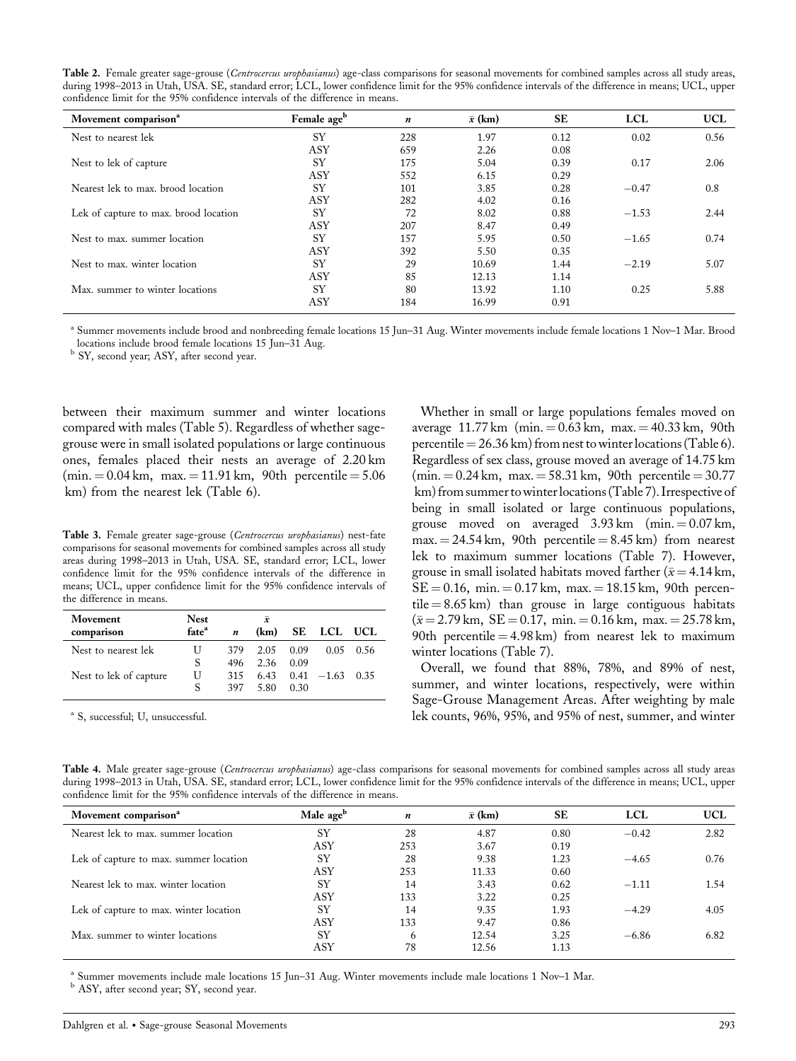**Table 2.** Female greater sage-grouse (*Centrocercus urophasianus*) age-class comparisons for seasonal movements for combined samples across all study areas, during 1998–2013 in Utah, USA. SE, standard error; LCL, lower confidence limit for the 95% confidence intervals of the difference in means; UCL, upper confidence limit for the 95% confidence intervals of the difference in means.

| Movement comparison[a] | Female age[b] | $n$ | $\bar{x}$ (km) | SE | LCL | UCL |
|---|---|---|---|---|---|---|
| Nest to nearest lek | SY | 228 | 1.97 | 0.12 | 0.02 | 0.56 |
| | ASY | 659 | 2.26 | 0.08 | | |
| Nest to lek of capture | SY | 175 | 5.04 | 0.39 | 0.17 | 2.06 |
| | ASY | 552 | 6.15 | 0.29 | | |
| Nearest lek to max. brood location | SY | 101 | 3.85 | 0.28 | −0.47 | 0.8 |
| | ASY | 282 | 4.02 | 0.16 | | |
| Lek of capture to max. brood location | SY | 72 | 8.02 | 0.88 | −1.53 | 2.44 |
| | ASY | 207 | 8.47 | 0.49 | | |
| Nest to max. summer location | SY | 157 | 5.95 | 0.50 | −1.65 | 0.74 |
| | ASY | 392 | 5.50 | 0.35 | | |
| Nest to max. winter location | SY | 29 | 10.69 | 1.44 | −2.19 | 5.07 |
| | ASY | 85 | 12.13 | 1.14 | | |
| Max. summer to winter locations | SY | 80 | 13.92 | 1.10 | 0.25 | 5.88 |
| | ASY | 184 | 16.99 | 0.91 | | |

[a] Summer movements include brood and nonbreeding female locations 15 Jun–31 Aug. Winter movements include female locations 1 Nov–1 Mar. Brood locations include brood female locations 15 Jun–31 Aug.
[b] SY, second year; ASY, after second year.

between their maximum summer and winter locations compared with males (Table 5). Regardless of whether sage-grouse were in small isolated populations or large continuous ones, females placed their nests an average of 2.20 km (min. = 0.04 km, max. = 11.91 km, 90th percentile = 5.06 km) from the nearest lek (Table 6).

**Table 3.** Female greater sage-grouse (*Centrocercus urophasianus*) nest-fate comparisons for seasonal movements for combined samples across all study areas during 1998–2013 in Utah, USA. SE, standard error; LCL, lower confidence limit for the 95% confidence intervals of the difference in means; UCL, upper confidence limit for the 95% confidence intervals of the difference in means.

| Movement comparison | Nest fate[a] | $n$ | $\bar{x}$ (km) | SE | LCL | UCL |
|---|---|---|---|---|---|---|
| Nest to nearest lek | U | 379 | 2.05 | 0.09 | 0.05 | 0.56 |
| | S | 496 | 2.36 | 0.09 | | |
| Nest to lek of capture | U | 315 | 6.43 | 0.41 | −1.63 | 0.35 |
| | S | 397 | 5.80 | 0.30 | | |

[a] S, successful; U, unsuccessful.

Whether in small or large populations females moved on average 11.77 km (min. = 0.63 km, max. = 40.33 km, 90th percentile = 26.36 km) from nest to winter locations (Table 6). Regardless of sex class, grouse moved an average of 14.75 km (min. = 0.24 km, max. = 58.31 km, 90th percentile = 30.77 km) from summer to winter locations (Table 7). Irrespective of being in small isolated or large continuous populations, grouse moved on averaged 3.93 km (min. = 0.07 km, max. = 24.54 km, 90th percentile = 8.45 km) from nearest lek to maximum summer locations (Table 7). However, grouse in small isolated habitats moved farther ($\bar{x}$ = 4.14 km, SE = 0.16, min. = 0.17 km, max. = 18.15 km, 90th percentile = 8.65 km) than grouse in large contiguous habitats ($\bar{x}$ = 2.79 km, SE = 0.17, min. = 0.16 km, max. = 25.78 km, 90th percentile = 4.98 km) from nearest lek to maximum winter locations (Table 7).

Overall, we found that 88%, 78%, and 89% of nest, summer, and winter locations, respectively, were within Sage-Grouse Management Areas. After weighting by male lek counts, 96%, 95%, and 95% of nest, summer, and winter

**Table 4.** Male greater sage-grouse (*Centrocercus urophasianus*) age-class comparisons for seasonal movements for combined samples across all study areas during 1998–2013 in Utah, USA. SE, standard error; LCL, lower confidence limit for the 95% confidence intervals of the difference in means; UCL, upper confidence limit for the 95% confidence intervals of the difference in means.

| Movement comparison[a] | Male age[b] | $n$ | $\bar{x}$ (km) | SE | LCL | UCL |
|---|---|---|---|---|---|---|
| Nearest lek to max. summer location | SY | 28 | 4.87 | 0.80 | −0.42 | 2.82 |
| | ASY | 253 | 3.67 | 0.19 | | |
| Lek of capture to max. summer location | SY | 28 | 9.38 | 1.23 | −4.65 | 0.76 |
| | ASY | 253 | 11.33 | 0.60 | | |
| Nearest lek to max. winter location | SY | 14 | 3.43 | 0.62 | −1.11 | 1.54 |
| | ASY | 133 | 3.22 | 0.25 | | |
| Lek of capture to max. winter location | SY | 14 | 9.35 | 1.93 | −4.29 | 4.05 |
| | ASY | 133 | 9.47 | 0.86 | | |
| Max. summer to winter locations | SY | 6 | 12.54 | 3.25 | −6.86 | 6.82 |
| | ASY | 78 | 12.56 | 1.13 | | |

[a] Summer movements include male locations 15 Jun–31 Aug. Winter movements include male locations 1 Nov–1 Mar.
[b] ASY, after second year; SY, second year.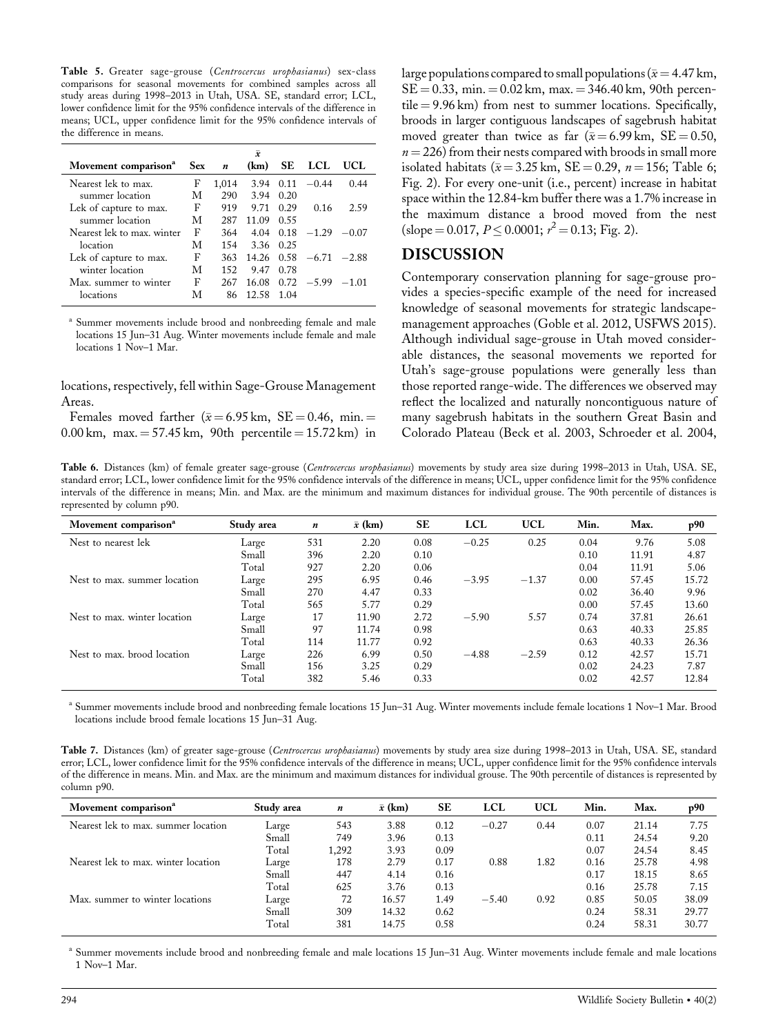**Table 5.** Greater sage-grouse (*Centrocercus urophasianus*) sex-class comparisons for seasonal movements for combined samples across all study areas during 1998–2013 in Utah, USA. SE, standard error; LCL, lower confidence limit for the 95% confidence intervals of the difference in means; UCL, upper confidence limit for the 95% confidence intervals of the difference in means.

| Movement comparison[a] | Sex | $n$ | $\bar{x}$ (km) | SE | LCL | UCL |
|---|---|---|---|---|---|---|
| Nearest lek to max. summer location | F | 1,014 | 3.94 | 0.11 | −0.44 | 0.44 |
| | M | 290 | 3.94 | 0.20 | | |
| Lek of capture to max. summer location | F | 919 | 9.71 | 0.29 | 0.16 | 2.59 |
| | M | 287 | 11.09 | 0.55 | | |
| Nearest lek to max. winter location | F | 364 | 4.04 | 0.18 | −1.29 | −0.07 |
| | M | 154 | 3.36 | 0.25 | | |
| Lek of capture to max. winter location | F | 363 | 14.26 | 0.58 | −6.71 | −2.88 |
| | M | 152 | 9.47 | 0.78 | | |
| Max. summer to winter locations | F | 267 | 16.08 | 0.72 | −5.99 | −1.01 |
| | M | 86 | 12.58 | 1.04 | | |

[a] Summer movements include brood and nonbreeding female and male locations 15 Jun–31 Aug. Winter movements include female and male locations 1 Nov–1 Mar.

locations, respectively, fell within Sage-Grouse Management Areas.

Females moved farther ($\bar{x} = 6.95$ km, SE = 0.46, min. = 0.00 km, max. = 57.45 km, 90th percentile = 15.72 km) in large populations compared to small populations ($\bar{x} = 4.47$ km, SE = 0.33, min. = 0.02 km, max. = 346.40 km, 90th percentile = 9.96 km) from nest to summer locations. Specifically, broods in larger contiguous landscapes of sagebrush habitat moved greater than twice as far ($\bar{x} = 6.99$ km, SE = 0.50, $n = 226$) from their nests compared with broods in small more isolated habitats ($\bar{x} = 3.25$ km, SE = 0.29, $n = 156$; Table 6; Fig. 2). For every one-unit (i.e., percent) increase in habitat space within the 12.84-km buffer there was a 1.7% increase in the maximum distance a brood moved from the nest (slope = 0.017, $P \leq 0.0001$; $r^2 = 0.13$; Fig. 2).

## DISCUSSION

Contemporary conservation planning for sage-grouse provides a species-specific example of the need for increased knowledge of seasonal movements for strategic landscape-management approaches (Goble et al. 2012, USFWS 2015). Although individual sage-grouse in Utah moved considerable distances, the seasonal movements we reported for Utah's sage-grouse populations were generally less than those reported range-wide. The differences we observed may reflect the localized and naturally noncontiguous nature of many sagebrush habitats in the southern Great Basin and Colorado Plateau (Beck et al. 2003, Schroeder et al. 2004,

**Table 6.** Distances (km) of female greater sage-grouse (*Centrocercus urophasianus*) movements by study area size during 1998–2013 in Utah, USA. SE, standard error; LCL, lower confidence limit for the 95% confidence intervals of the difference in means; UCL, upper confidence limit for the 95% confidence intervals of the difference in means; Min. and Max. are the minimum and maximum distances for individual grouse. The 90th percentile of distances is represented by column p90.

| Movement comparison[a] | Study area | $n$ | $\bar{x}$ (km) | SE | LCL | UCL | Min. | Max. | p90 |
|---|---|---|---|---|---|---|---|---|---|
| Nest to nearest lek | Large | 531 | 2.20 | 0.08 | −0.25 | 0.25 | 0.04 | 9.76 | 5.08 |
| | Small | 396 | 2.20 | 0.10 | | | 0.10 | 11.91 | 4.87 |
| | Total | 927 | 2.20 | 0.06 | | | 0.04 | 11.91 | 5.06 |
| Nest to max. summer location | Large | 295 | 6.95 | 0.46 | −3.95 | −1.37 | 0.00 | 57.45 | 15.72 |
| | Small | 270 | 4.47 | 0.33 | | | 0.02 | 36.40 | 9.96 |
| | Total | 565 | 5.77 | 0.29 | | | 0.00 | 57.45 | 13.60 |
| Nest to max. winter location | Large | 17 | 11.90 | 2.72 | −5.90 | 5.57 | 0.74 | 37.81 | 26.61 |
| | Small | 97 | 11.74 | 0.98 | | | 0.63 | 40.33 | 25.85 |
| | Total | 114 | 11.77 | 0.92 | | | 0.63 | 40.33 | 26.36 |
| Nest to max. brood location | Large | 226 | 6.99 | 0.50 | −4.88 | −2.59 | 0.12 | 42.57 | 15.71 |
| | Small | 156 | 3.25 | 0.29 | | | 0.02 | 24.23 | 7.87 |
| | Total | 382 | 5.46 | 0.33 | | | 0.02 | 42.57 | 12.84 |

[a] Summer movements include brood and nonbreeding female locations 15 Jun–31 Aug. Winter movements include female locations 1 Nov–1 Mar. Brood locations include brood female locations 15 Jun–31 Aug.

**Table 7.** Distances (km) of greater sage-grouse (*Centrocercus urophasianus*) movements by study area size during 1998–2013 in Utah, USA. SE, standard error; LCL, lower confidence limit for the 95% confidence intervals of the difference in means; UCL, upper confidence limit for the 95% confidence intervals of the difference in means. Min. and Max. are the minimum and maximum distances for individual grouse. The 90th percentile of distances is represented by column p90.

| Movement comparison[a] | Study area | $n$ | $\bar{x}$ (km) | SE | LCL | UCL | Min. | Max. | p90 |
|---|---|---|---|---|---|---|---|---|---|
| Nearest lek to max. summer location | Large | 543 | 3.88 | 0.12 | −0.27 | 0.44 | 0.07 | 21.14 | 7.75 |
| | Small | 749 | 3.96 | 0.13 | | | 0.11 | 24.54 | 9.20 |
| | Total | 1,292 | 3.93 | 0.09 | | | 0.07 | 24.54 | 8.45 |
| Nearest lek to max. winter location | Large | 178 | 2.79 | 0.17 | 0.88 | 1.82 | 0.16 | 25.78 | 4.98 |
| | Small | 447 | 4.14 | 0.16 | | | 0.17 | 18.15 | 8.65 |
| | Total | 625 | 3.76 | 0.13 | | | 0.16 | 25.78 | 7.15 |
| Max. summer to winter locations | Large | 72 | 16.57 | 1.49 | −5.40 | 0.92 | 0.85 | 50.05 | 38.09 |
| | Small | 309 | 14.32 | 0.62 | | | 0.24 | 58.31 | 29.77 |
| | Total | 381 | 14.75 | 0.58 | | | 0.24 | 58.31 | 30.77 |

[a] Summer movements include brood and nonbreeding female and male locations 15 Jun–31 Aug. Winter movements include female and male locations 1 Nov–1 Mar.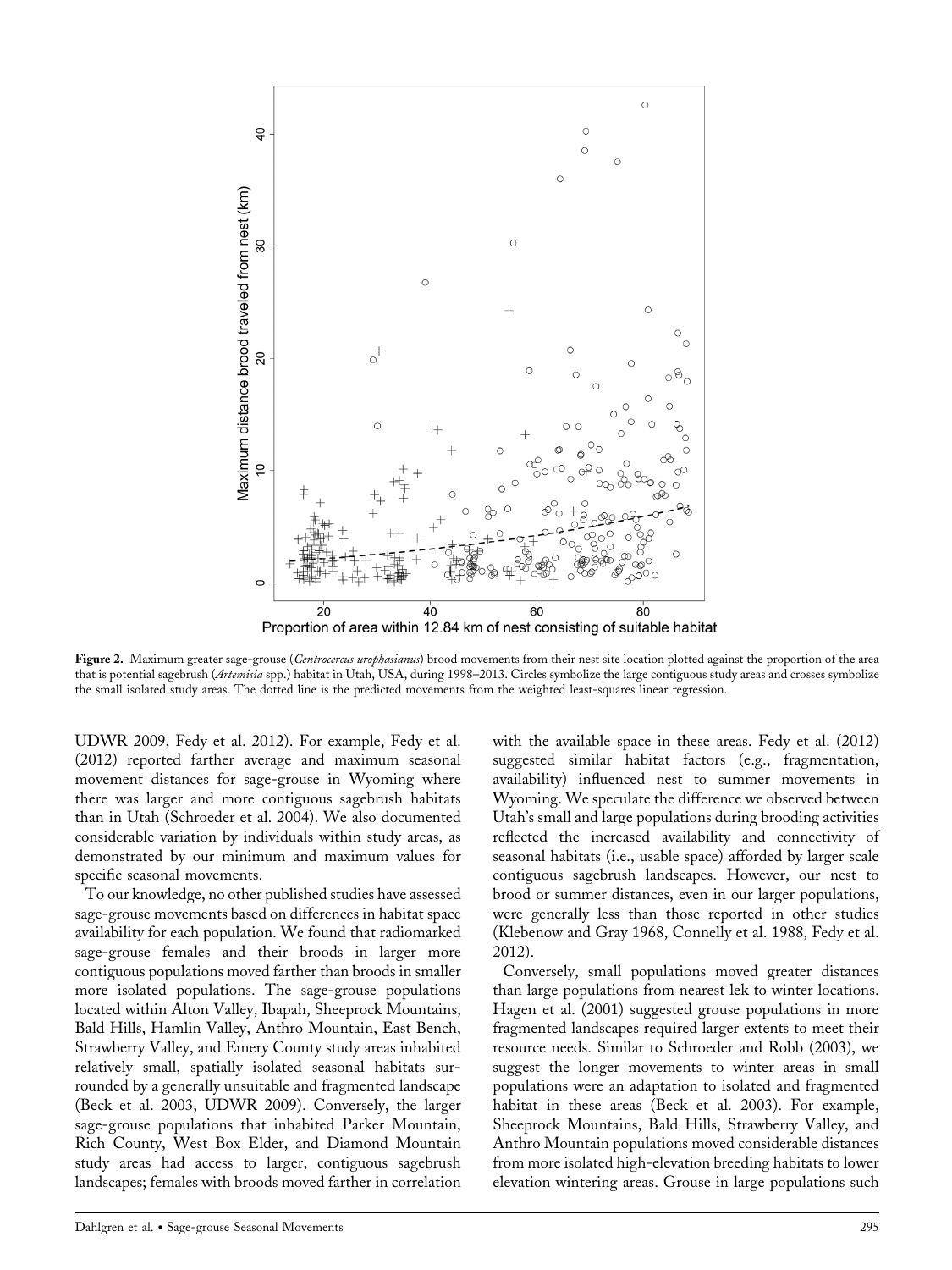Figure 2. Maximum greater sage-grouse (*Centrocercus urophasianus*) brood movements from their nest site location plotted against the proportion of the area that is potential sagebrush (*Artemisia* spp.) habitat in Utah, USA, during 1998–2013. Circles symbolize the large contiguous study areas and crosses symbolize the small isolated study areas. The dotted line is the predicted movements from the weighted least-squares linear regression.

UDWR 2009, Fedy et al. 2012). For example, Fedy et al. (2012) reported farther average and maximum seasonal movement distances for sage-grouse in Wyoming where there was larger and more contiguous sagebrush habitats than in Utah (Schroeder et al. 2004). We also documented considerable variation by individuals within study areas, as demonstrated by our minimum and maximum values for specific seasonal movements.

To our knowledge, no other published studies have assessed sage-grouse movements based on differences in habitat space availability for each population. We found that radiomarked sage-grouse females and their broods in larger more contiguous populations moved farther than broods in smaller more isolated populations. The sage-grouse populations located within Alton Valley, Ibapah, Sheeprock Mountains, Bald Hills, Hamlin Valley, Anthro Mountain, East Bench, Strawberry Valley, and Emery County study areas inhabited relatively small, spatially isolated seasonal habitats surrounded by a generally unsuitable and fragmented landscape (Beck et al. 2003, UDWR 2009). Conversely, the larger sage-grouse populations that inhabited Parker Mountain, Rich County, West Box Elder, and Diamond Mountain study areas had access to larger, contiguous sagebrush landscapes; females with broods moved farther in correlation with the available space in these areas. Fedy et al. (2012) suggested similar habitat factors (e.g., fragmentation, availability) influenced nest to summer movements in Wyoming. We speculate the difference we observed between Utah's small and large populations during brooding activities reflected the increased availability and connectivity of seasonal habitats (i.e., usable space) afforded by larger scale contiguous sagebrush landscapes. However, our nest to brood or summer distances, even in our larger populations, were generally less than those reported in other studies (Klebenow and Gray 1968, Connelly et al. 1988, Fedy et al. 2012).

Conversely, small populations moved greater distances than large populations from nearest lek to winter locations. Hagen et al. (2001) suggested grouse populations in more fragmented landscapes required larger extents to meet their resource needs. Similar to Schroeder and Robb (2003), we suggest the longer movements to winter areas in small populations were an adaptation to isolated and fragmented habitat in these areas (Beck et al. 2003). For example, Sheeprock Mountains, Bald Hills, Strawberry Valley, and Anthro Mountain populations moved considerable distances from more isolated high-elevation breeding habitats to lower elevation wintering areas. Grouse in large populations such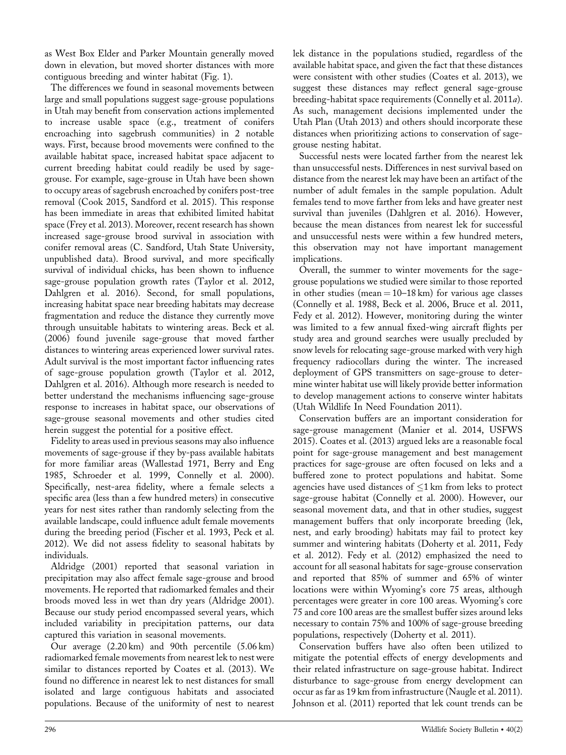as West Box Elder and Parker Mountain generally moved down in elevation, but moved shorter distances with more contiguous breeding and winter habitat (Fig. 1).

The differences we found in seasonal movements between large and small populations suggest sage-grouse populations in Utah may benefit from conservation actions implemented to increase usable space (e.g., treatment of conifers encroaching into sagebrush communities) in 2 notable ways. First, because brood movements were confined to the available habitat space, increased habitat space adjacent to current breeding habitat could readily be used by sage-grouse. For example, sage-grouse in Utah have been shown to occupy areas of sagebrush encroached by conifers post-tree removal (Cook 2015, Sandford et al. 2015). This response has been immediate in areas that exhibited limited habitat space (Frey et al. 2013). Moreover, recent research has shown increased sage-grouse brood survival in association with conifer removal areas (C. Sandford, Utah State University, unpublished data). Brood survival, and more specifically survival of individual chicks, has been shown to influence sage-grouse population growth rates (Taylor et al. 2012, Dahlgren et al. 2016). Second, for small populations, increasing habitat space near breeding habitats may decrease fragmentation and reduce the distance they currently move through unsuitable habitats to wintering areas. Beck et al. (2006) found juvenile sage-grouse that moved farther distances to wintering areas experienced lower survival rates. Adult survival is the most important factor influencing rates of sage-grouse population growth (Taylor et al. 2012, Dahlgren et al. 2016). Although more research is needed to better understand the mechanisms influencing sage-grouse response to increases in habitat space, our observations of sage-grouse seasonal movements and other studies cited herein suggest the potential for a positive effect.

Fidelity to areas used in previous seasons may also influence movements of sage-grouse if they by-pass available habitats for more familiar areas (Wallestad 1971, Berry and Eng 1985, Schroeder et al. 1999, Connelly et al. 2000). Specifically, nest-area fidelity, where a female selects a specific area (less than a few hundred meters) in consecutive years for nest sites rather than randomly selecting from the available landscape, could influence adult female movements during the breeding period (Fischer et al. 1993, Peck et al. 2012). We did not assess fidelity to seasonal habitats by individuals.

Aldridge (2001) reported that seasonal variation in precipitation may also affect female sage-grouse and brood movements. He reported that radiomarked females and their broods moved less in wet than dry years (Aldridge 2001). Because our study period encompassed several years, which included variability in precipitation patterns, our data captured this variation in seasonal movements.

Our average (2.20 km) and 90th percentile (5.06 km) radiomarked female movements from nearest lek to nest were similar to distances reported by Coates et al. (2013). We found no difference in nearest lek to nest distances for small isolated and large contiguous habitats and associated populations. Because of the uniformity of nest to nearest lek distance in the populations studied, regardless of the available habitat space, and given the fact that these distances were consistent with other studies (Coates et al. 2013), we suggest these distances may reflect general sage-grouse breeding-habitat space requirements (Connelly et al. 2011*a*). As such, management decisions implemented under the Utah Plan (Utah 2013) and others should incorporate these distances when prioritizing actions to conservation of sage-grouse nesting habitat.

Successful nests were located farther from the nearest lek than unsuccessful nests. Differences in nest survival based on distance from the nearest lek may have been an artifact of the number of adult females in the sample population. Adult females tend to move farther from leks and have greater nest survival than juveniles (Dahlgren et al. 2016). However, because the mean distances from nearest lek for successful and unsuccessful nests were within a few hundred meters, this observation may not have important management implications.

Overall, the summer to winter movements for the sage-grouse populations we studied were similar to those reported in other studies (mean = 10–18 km) for various age classes (Connelly et al. 1988, Beck et al. 2006, Bruce et al. 2011, Fedy et al. 2012). However, monitoring during the winter was limited to a few annual fixed-wing aircraft flights per study area and ground searches were usually precluded by snow levels for relocating sage-grouse marked with very high frequency radiocollars during the winter. The increased deployment of GPS transmitters on sage-grouse to determine winter habitat use will likely provide better information to develop management actions to conserve winter habitats (Utah Wildlife In Need Foundation 2011).

Conservation buffers are an important consideration for sage-grouse management (Manier et al. 2014, USFWS 2015). Coates et al. (2013) argued leks are a reasonable focal point for sage-grouse management and best management practices for sage-grouse are often focused on leks and a buffered zone to protect populations and habitat. Some agencies have used distances of ≤1 km from leks to protect sage-grouse habitat (Connelly et al. 2000). However, our seasonal movement data, and that in other studies, suggest management buffers that only incorporate breeding (lek, nest, and early brooding) habitats may fail to protect key summer and wintering habitats (Doherty et al. 2011, Fedy et al. 2012). Fedy et al. (2012) emphasized the need to account for all seasonal habitats for sage-grouse conservation and reported that 85% of summer and 65% of winter locations were within Wyoming's core 75 areas, although percentages were greater in core 100 areas. Wyoming's core 75 and core 100 areas are the smallest buffer sizes around leks necessary to contain 75% and 100% of sage-grouse breeding populations, respectively (Doherty et al. 2011).

Conservation buffers have also often been utilized to mitigate the potential effects of energy developments and their related infrastructure on sage-grouse habitat. Indirect disturbance to sage-grouse from energy development can occur as far as 19 km from infrastructure (Naugle et al. 2011). Johnson et al. (2011) reported that lek count trends can be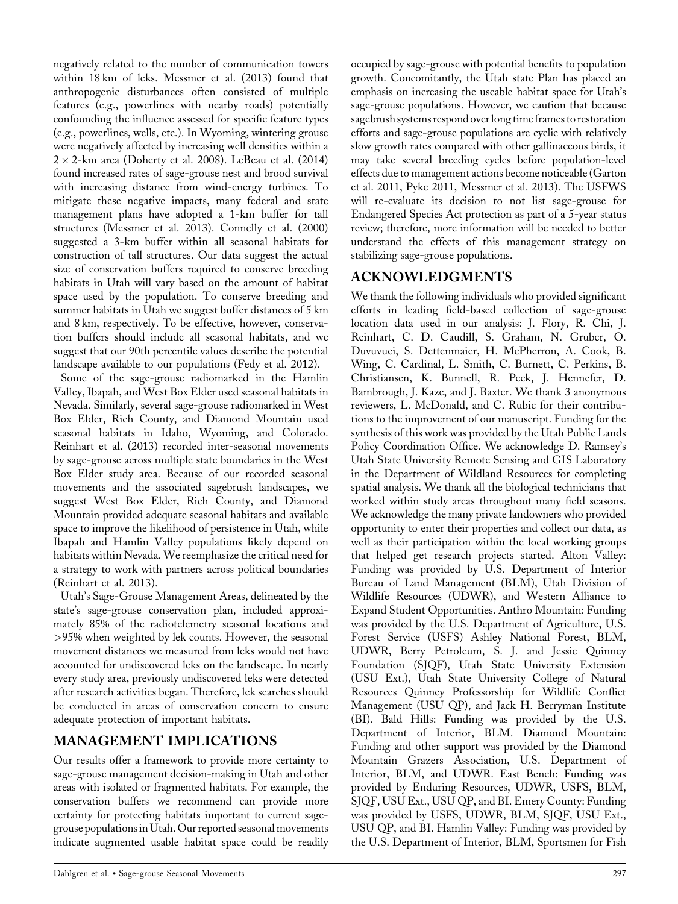negatively related to the number of communication towers within 18 km of leks. Messmer et al. (2013) found that anthropogenic disturbances often consisted of multiple features (e.g., powerlines with nearby roads) potentially confounding the influence assessed for specific feature types (e.g., powerlines, wells, etc.). In Wyoming, wintering grouse were negatively affected by increasing well densities within a $2 \times 2$-km area (Doherty et al. 2008). LeBeau et al. (2014) found increased rates of sage-grouse nest and brood survival with increasing distance from wind-energy turbines. To mitigate these negative impacts, many federal and state management plans have adopted a 1-km buffer for tall structures (Messmer et al. 2013). Connelly et al. (2000) suggested a 3-km buffer within all seasonal habitats for construction of tall structures. Our data suggest the actual size of conservation buffers required to conserve breeding habitats in Utah will vary based on the amount of habitat space used by the population. To conserve breeding and summer habitats in Utah we suggest buffer distances of 5 km and 8 km, respectively. To be effective, however, conservation buffers should include all seasonal habitats, and we suggest that our 90th percentile values describe the potential landscape available to our populations (Fedy et al. 2012).

Some of the sage-grouse radiomarked in the Hamlin Valley, Ibapah, and West Box Elder used seasonal habitats in Nevada. Similarly, several sage-grouse radiomarked in West Box Elder, Rich County, and Diamond Mountain used seasonal habitats in Idaho, Wyoming, and Colorado. Reinhart et al. (2013) recorded inter-seasonal movements by sage-grouse across multiple state boundaries in the West Box Elder study area. Because of our recorded seasonal movements and the associated sagebrush landscapes, we suggest West Box Elder, Rich County, and Diamond Mountain provided adequate seasonal habitats and available space to improve the likelihood of persistence in Utah, while Ibapah and Hamlin Valley populations likely depend on habitats within Nevada. We reemphasize the critical need for a strategy to work with partners across political boundaries (Reinhart et al. 2013).

Utah's Sage-Grouse Management Areas, delineated by the state's sage-grouse conservation plan, included approximately 85% of the radiotelemetry seasonal locations and >95% when weighted by lek counts. However, the seasonal movement distances we measured from leks would not have accounted for undiscovered leks on the landscape. In nearly every study area, previously undiscovered leks were detected after research activities began. Therefore, lek searches should be conducted in areas of conservation concern to ensure adequate protection of important habitats.

## MANAGEMENT IMPLICATIONS

Our results offer a framework to provide more certainty to sage-grouse management decision-making in Utah and other areas with isolated or fragmented habitats. For example, the conservation buffers we recommend can provide more certainty for protecting habitats important to current sage-grouse populations in Utah. Our reported seasonal movements indicate augmented usable habitat space could be readily occupied by sage-grouse with potential benefits to population growth. Concomitantly, the Utah state Plan has placed an emphasis on increasing the useable habitat space for Utah's sage-grouse populations. However, we caution that because sagebrush systems respond over long time frames to restoration efforts and sage-grouse populations are cyclic with relatively slow growth rates compared with other gallinaceous birds, it may take several breeding cycles before population-level effects due to management actions become noticeable (Garton et al. 2011, Pyke 2011, Messmer et al. 2013). The USFWS will re-evaluate its decision to not list sage-grouse for Endangered Species Act protection as part of a 5-year status review; therefore, more information will be needed to better understand the effects of this management strategy on stabilizing sage-grouse populations.

## ACKNOWLEDGMENTS

We thank the following individuals who provided significant efforts in leading field-based collection of sage-grouse location data used in our analysis: J. Flory, R. Chi, J. Reinhart, C. D. Caudill, S. Graham, N. Gruber, O. Duvuvuei, S. Dettenmaier, H. McPherron, A. Cook, B. Wing, C. Cardinal, L. Smith, C. Burnett, C. Perkins, B. Christiansen, K. Bunnell, R. Peck, J. Hennefer, D. Bambrough, J. Kaze, and J. Baxter. We thank 3 anonymous reviewers, L. McDonald, and C. Rubic for their contributions to the improvement of our manuscript. Funding for the synthesis of this work was provided by the Utah Public Lands Policy Coordination Office. We acknowledge D. Ramsey's Utah State University Remote Sensing and GIS Laboratory in the Department of Wildland Resources for completing spatial analysis. We thank all the biological technicians that worked within study areas throughout many field seasons. We acknowledge the many private landowners who provided opportunity to enter their properties and collect our data, as well as their participation within the local working groups that helped get research projects started. Alton Valley: Funding was provided by U.S. Department of Interior Bureau of Land Management (BLM), Utah Division of Wildlife Resources (UDWR), and Western Alliance to Expand Student Opportunities. Anthro Mountain: Funding was provided by the U.S. Department of Agriculture, U.S. Forest Service (USFS) Ashley National Forest, BLM, UDWR, Berry Petroleum, S. J. and Jessie Quinney Foundation (SJQF), Utah State University Extension (USU Ext.), Utah State University College of Natural Resources Quinney Professorship for Wildlife Conflict Management (USU QP), and Jack H. Berryman Institute (BI). Bald Hills: Funding was provided by the U.S. Department of Interior, BLM. Diamond Mountain: Funding and other support was provided by the Diamond Mountain Grazers Association, U.S. Department of Interior, BLM, and UDWR. East Bench: Funding was provided by Enduring Resources, UDWR, USFS, BLM, SJQF, USU Ext., USU QP, and BI. Emery County: Funding was provided by USFS, UDWR, BLM, SJQF, USU Ext., USU QP, and BI. Hamlin Valley: Funding was provided by the U.S. Department of Interior, BLM, Sportsmen for Fish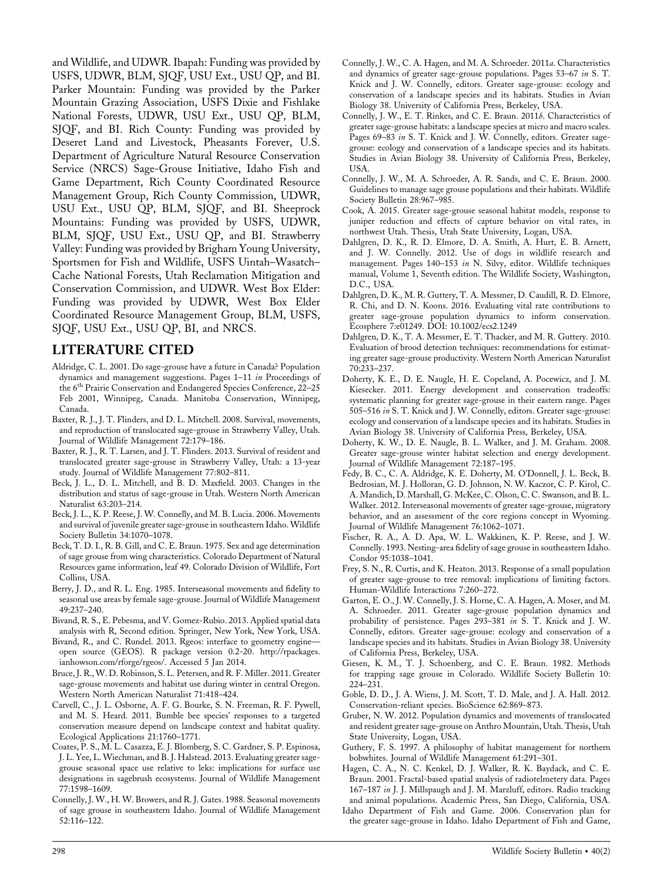and Wildlife, and UDWR. Ibapah: Funding was provided by USFS, UDWR, BLM, SJQF, USU Ext., USU QP, and BI. Parker Mountain: Funding was provided by the Parker Mountain Grazing Association, USFS Dixie and Fishlake National Forests, UDWR, USU Ext., USU QP, BLM, SJQF, and BI. Rich County: Funding was provided by Deseret Land and Livestock, Pheasants Forever, U.S. Department of Agriculture Natural Resource Conservation Service (NRCS) Sage-Grouse Initiative, Idaho Fish and Game Department, Rich County Coordinated Resource Management Group, Rich County Commission, UDWR, USU Ext., USU QP, BLM, SJQF, and BI. Sheeprock Mountains: Funding was provided by USFS, UDWR, BLM, SJQF, USU Ext., USU QP, and BI. Strawberry Valley: Funding was provided by Brigham Young University, Sportsmen for Fish and Wildlife, USFS Uintah–Wasatch–Cache National Forests, Utah Reclamation Mitigation and Conservation Commission, and UDWR. West Box Elder: Funding was provided by UDWR, West Box Elder Coordinated Resource Management Group, BLM, USFS, SJQF, USU Ext., USU QP, BI, and NRCS.

## LITERATURE CITED

Aldridge, C. L. 2001. Do sage-grouse have a future in Canada? Population dynamics and management suggestions. Pages 1–11 *in* Proceedings of the 6th Prairie Conservation and Endangered Species Conference, 22–25 Feb 2001, Winnipeg, Canada. Manitoba Conservation, Winnipeg, Canada.

Baxter, R. J., J. T. Flinders, and D. L. Mitchell. 2008. Survival, movements, and reproduction of translocated sage-grouse in Strawberry Valley, Utah. Journal of Wildlife Management 72:179–186.

Baxter, R. J., R. T. Larsen, and J. T. Flinders. 2013. Survival of resident and translocated greater sage-grouse in Strawberry Valley, Utah: a 13-year study. Journal of Wildlife Management 77:802–811.

Beck, J. L., D. L. Mitchell, and B. D. Maxfield. 2003. Changes in the distribution and status of sage-grouse in Utah. Western North American Naturalist 63:203–214.

Beck, J. L., K. P. Reese, J. W. Connelly, and M. B. Lucia. 2006. Movements and survival of juvenile greater sage-grouse in southeastern Idaho. Wildlife Society Bulletin 34:1070–1078.

Beck, T. D. I., R. B. Gill, and C. E. Braun. 1975. Sex and age determination of sage grouse from wing characteristics. Colorado Department of Natural Resources game information, leaf 49. Colorado Division of Wildlife, Fort Collins, USA.

Berry, J. D., and R. L. Eng. 1985. Interseasonal movements and fidelity to seasonal use areas by female sage-grouse. Journal of Wildlife Management 49:237–240.

Bivand, R. S., E. Pebesma, and V. Gomez-Rubio. 2013. Applied spatial data analysis with R, Second edition. Springer, New York, New York, USA.

Bivand, R., and C. Rundel. 2013. Rgeos: interface to geometry engine—open source (GEOS). R package version 0.2-20. http://rpackages.ianhowson.com/rforge/rgeos/. Accessed 5 Jan 2014.

Bruce, J. R., W. D. Robinson, S. L. Petersen, and R. F. Miller. 2011. Greater sage-grouse movements and habitat use during winter in central Oregon. Western North American Naturalist 71:418–424.

Carvell, C., J. L. Osborne, A. F. G. Bourke, S. N. Freeman, R. F. Pywell, and M. S. Heard. 2011. Bumble bee species' responses to a targeted conservation measure depend on landscape context and habitat quality. Ecological Applications 21:1760–1771.

Coates, P. S., M. L. Casazza, E. J. Blomberg, S. C. Gardner, S. P. Espinosa, J. L. Yee, L. Wiechman, and B. J. Halstead. 2013. Evaluating greater sage-grouse seasonal space use relative to leks: implications for surface use designations in sagebrush ecosystems. Journal of Wildlife Management 77:1598–1609.

Connelly, J. W., H. W. Browers, and R. J. Gates. 1988. Seasonal movements of sage grouse in southeastern Idaho. Journal of Wildlife Management 52:116–122.

Connelly, J. W., C. A. Hagen, and M. A. Schroeder. 2011*a*. Characteristics and dynamics of greater sage-grouse populations. Pages 53–67 *in* S. T. Knick and J. W. Connelly, editors. Greater sage-grouse: ecology and conservation of a landscape species and its habitats. Studies in Avian Biology 38. University of California Press, Berkeley, USA.

Connelly, J. W., E. T. Rinkes, and C. E. Braun. 2011*b*. Characteristics of greater sage-grouse habitats: a landscape species at micro and macro scales. Pages 69–83 *in* S. T. Knick and J. W. Connelly, editors. Greater sage-grouse: ecology and conservation of a landscape species and its habitats. Studies in Avian Biology 38. University of California Press, Berkeley, USA.

Connelly, J. W., M. A. Schroeder, A. R. Sands, and C. E. Braun. 2000. Guidelines to manage sage grouse populations and their habitats. Wildlife Society Bulletin 28:967–985.

Cook, A. 2015. Greater sage-grouse seasonal habitat models, response to juniper reduction and effects of capture behavior on vital rates, in northwest Utah. Thesis, Utah State University, Logan, USA.

Dahlgren, D. K., R. D. Elmore, D. A. Smith, A. Hurt, E. B. Arnett, and J. W. Connelly. 2012. Use of dogs in wildlife research and management. Pages 140–153 *in* N. Silvy, editor. Wildlife techniques manual, Volume 1, Seventh edition. The Wildlife Society, Washington, D.C., USA.

Dahlgren, D. K., M. R. Guttery, T. A. Messmer, D. Caudill, R. D. Elmore, R. Chi, and D. N. Koons. 2016. Evaluating vital rate contributions to greater sage-grouse population dynamics to inform conservation. Ecosphere 7:e01249. DOI: 10.1002/ecs2.1249

Dahlgren, D. K., T. A. Messmer, E. T. Thacker, and M. R. Guttery. 2010. Evaluation of brood detection techniques: recommendations for estimating greater sage-grouse productivity. Western North American Naturalist 70:233–237.

Doherty, K. E., D. E. Naugle, H. E. Copeland, A. Pocewicz, and J. M. Kiesecker. 2011. Energy development and conservation tradeoffs: systematic planning for greater sage-grouse in their eastern range. Pages 505–516 *in* S. T. Knick and J. W. Connelly, editors. Greater sage-grouse: ecology and conservation of a landscape species and its habitats. Studies in Avian Biology 38. University of California Press, Berkeley, USA.

Doherty, K. W., D. E. Naugle, B. L. Walker, and J. M. Graham. 2008. Greater sage-grouse winter habitat selection and energy development. Journal of Wildlife Management 72:187–195.

Fedy, B. C., C. A. Aldridge, K. E. Doherty, M. O'Donnell, J. L. Beck, B. Bedrosian, M. J. Holloran, G. D. Johnson, N. W. Kaczor, C. P. Kirol, C. A. Mandich, D. Marshall, G. McKee, C. Olson, C. C. Swanson, and B. L. Walker. 2012. Interseasonal movements of greater sage-grouse, migratory behavior, and an assessment of the core regions concept in Wyoming. Journal of Wildlife Management 76:1062–1071.

Fischer, R. A., A. D. Apa, W. L. Wakkinen, K. P. Reese, and J. W. Connelly. 1993. Nesting-area fidelity of sage grouse in southeastern Idaho. Condor 95:1038–1041.

Frey, S. N., R. Curtis, and K. Heaton. 2013. Response of a small population of greater sage-grouse to tree removal: implications of limiting factors. Human-Wildlife Interactions 7:260–272.

Garton, E. O., J. W. Connelly, J. S. Horne, C. A. Hagen, A. Moser, and M. A. Schroeder. 2011. Greater sage-grouse population dynamics and probability of persistence. Pages 293–381 *in* S. T. Knick and J. W. Connelly, editors. Greater sage-grouse: ecology and conservation of a landscape species and its habitats. Studies in Avian Biology 38. University of California Press, Berkeley, USA.

Giesen, K. M., T. J. Schoenberg, and C. E. Braun. 1982. Methods for trapping sage grouse in Colorado. Wildlife Society Bulletin 10: 224–231.

Goble, D. D., J. A. Wiens, J. M. Scott, T. D. Male, and J. A. Hall. 2012. Conservation-reliant species. BioScience 62:869–873.

Gruber, N. W. 2012. Population dynamics and movements of translocated and resident greater sage-grouse on Anthro Mountain, Utah. Thesis, Utah State University, Logan, USA.

Guthery, F. S. 1997. A philosophy of habitat management for northern bobwhites. Journal of Wildlife Management 61:291–301.

Hagen, C. A., N. C. Kenkel, D. J. Walker, R. K. Baydack, and C. E. Braun. 2001. Fractal-based spatial analysis of radiotelemetry data. Pages 167–187 *in* J. J. Millspaugh and J. M. Marzluff, editors. Radio tracking and animal populations. Academic Press, San Diego, California, USA.

Idaho Department of Fish and Game. 2006. Conservation plan for the greater sage-grouse in Idaho. Idaho Department of Fish and Game,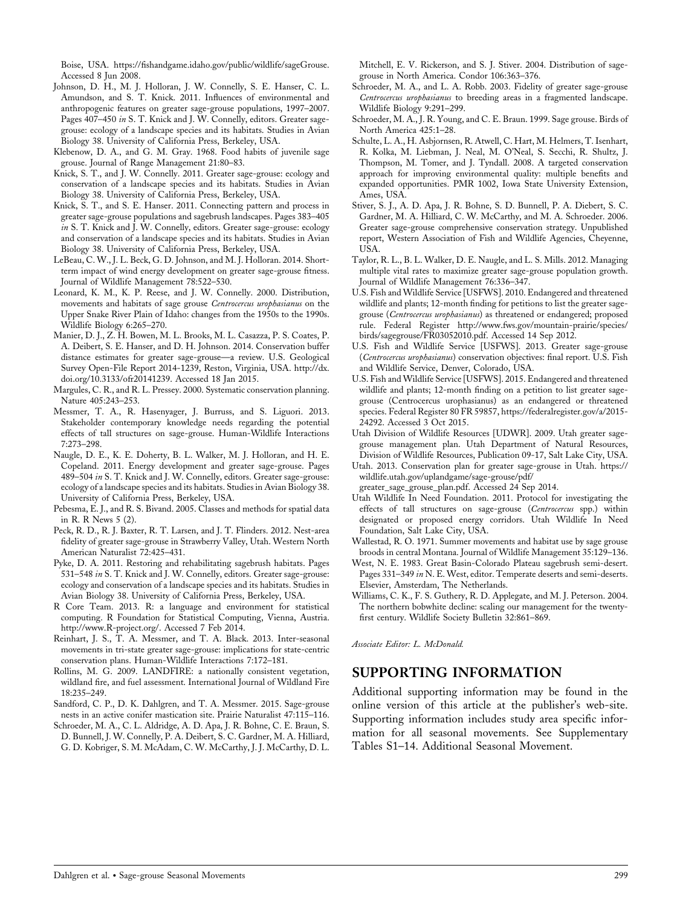Boise, USA. https://fishandgame.idaho.gov/public/wildlife/sageGrouse. Accessed 8 Jun 2008.

Johnson, D. H., M. J. Holloran, J. W. Connelly, S. E. Hanser, C. L. Amundson, and S. T. Knick. 2011. Influences of environmental and anthropogenic features on greater sage-grouse populations, 1997–2007. Pages 407–450 *in* S. T. Knick and J. W. Connelly, editors. Greater sage-grouse: ecology of a landscape species and its habitats. Studies in Avian Biology 38. University of California Press, Berkeley, USA.

Klebenow, D. A., and G. M. Gray. 1968. Food habits of juvenile sage grouse. Journal of Range Management 21:80–83.

Knick, S. T., and J. W. Connelly. 2011. Greater sage-grouse: ecology and conservation of a landscape species and its habitats. Studies in Avian Biology 38. University of California Press, Berkeley, USA.

Knick, S. T., and S. E. Hanser. 2011. Connecting pattern and process in greater sage-grouse populations and sagebrush landscapes. Pages 383–405 *in* S. T. Knick and J. W. Connelly, editors. Greater sage-grouse: ecology and conservation of a landscape species and its habitats. Studies in Avian Biology 38. University of California Press, Berkeley, USA.

LeBeau, C. W., J. L. Beck, G. D. Johnson, and M. J. Holloran. 2014. Short-term impact of wind energy development on greater sage-grouse fitness. Journal of Wildlife Management 78:522–530.

Leonard, K. M., K. P. Reese, and J. W. Connelly. 2000. Distribution, movements and habitats of sage grouse *Centrocercus urophasianus* on the Upper Snake River Plain of Idaho: changes from the 1950s to the 1990s. Wildlife Biology 6:265–270.

Manier, D. J., Z. H. Bowen, M. L. Brooks, M. L. Casazza, P. S. Coates, P. A. Deibert, S. E. Hanser, and D. H. Johnson. 2014. Conservation buffer distance estimates for greater sage-grouse—a review. U.S. Geological Survey Open-File Report 2014-1239, Reston, Virginia, USA. http://dx.doi.org/10.3133/ofr20141239. Accessed 18 Jan 2015.

Margules, C. R., and R. L. Pressey. 2000. Systematic conservation planning. Nature 405:243–253.

Messmer, T. A., R. Hasenyager, J. Burruss, and S. Liguori. 2013. Stakeholder contemporary knowledge needs regarding the potential effects of tall structures on sage-grouse. Human-Wildlife Interactions 7:273–298.

Naugle, D. E., K. E. Doherty, B. L. Walker, M. J. Holloran, and H. E. Copeland. 2011. Energy development and greater sage-grouse. Pages 489–504 *in* S. T. Knick and J. W. Connelly, editors. Greater sage-grouse: ecology of a landscape species and its habitats. Studies in Avian Biology 38. University of California Press, Berkeley, USA.

Pebesma, E. J., and R. S. Bivand. 2005. Classes and methods for spatial data in R. R News 5 (2).

Peck, R. D., R. J. Baxter, R. T. Larsen, and J. T. Flinders. 2012. Nest-area fidelity of greater sage-grouse in Strawberry Valley, Utah. Western North American Naturalist 72:425–431.

Pyke, D. A. 2011. Restoring and rehabilitating sagebrush habitats. Pages 531–548 *in* S. T. Knick and J. W. Connelly, editors. Greater sage-grouse: ecology and conservation of a landscape species and its habitats. Studies in Avian Biology 38. University of California Press, Berkeley, USA.

R Core Team. 2013. R: a language and environment for statistical computing. R Foundation for Statistical Computing, Vienna, Austria. http://www.R-project.org/. Accessed 7 Feb 2014.

Reinhart, J. S., T. A. Messmer, and T. A. Black. 2013. Inter-seasonal movements in tri-state greater sage-grouse: implications for state-centric conservation plans. Human-Wildlife Interactions 7:172–181.

Rollins, M. G. 2009. LANDFIRE: a nationally consistent vegetation, wildland fire, and fuel assessment. International Journal of Wildland Fire 18:235–249.

Sandford, C. P., D. K. Dahlgren, and T. A. Messmer. 2015. Sage-grouse nests in an active conifer mastication site. Prairie Naturalist 47:115–116.

Schroeder, M. A., C. L. Aldridge, A. D. Apa, J. R. Bohne, C. E. Braun, S. D. Bunnell, J. W. Connelly, P. A. Deibert, S. C. Gardner, M. A. Hilliard, G. D. Kobriger, S. M. McAdam, C. W. McCarthy, J. J. McCarthy, D. L. Mitchell, E. V. Rickerson, and S. J. Stiver. 2004. Distribution of sage-grouse in North America. Condor 106:363–376.

Schroeder, M. A., and L. A. Robb. 2003. Fidelity of greater sage-grouse *Centrocercus urophasianus* to breeding areas in a fragmented landscape. Wildlife Biology 9:291–299.

Schroeder, M. A., J. R. Young, and C. E. Braun. 1999. Sage grouse. Birds of North America 425:1–28.

Schulte, L. A., H. Asbjornsen, R. Atwell, C. Hart, M. Helmers, T. Isenhart, R. Kolka, M. Liebman, J. Neal, M. O'Neal, S. Secchi, R. Shultz, J. Thompson, M. Tomer, and J. Tyndall. 2008. A targeted conservation approach for improving environmental quality: multiple benefits and expanded opportunities. PMR 1002, Iowa State University Extension, Ames, USA.

Stiver, S. J., A. D. Apa, J. R. Bohne, S. D. Bunnell, P. A. Diebert, S. C. Gardner, M. A. Hilliard, C. W. McCarthy, and M. A. Schroeder. 2006. Greater sage-grouse comprehensive conservation strategy. Unpublished report, Western Association of Fish and Wildlife Agencies, Cheyenne, USA.

Taylor, R. L., B. L. Walker, D. E. Naugle, and L. S. Mills. 2012. Managing multiple vital rates to maximize greater sage-grouse population growth. Journal of Wildlife Management 76:336–347.

U.S. Fish and Wildlife Service [USFWS]. 2010. Endangered and threatened wildlife and plants; 12-month finding for petitions to list the greater sage-grouse (*Centrocercus urophasianus*) as threatened or endangered; proposed rule. Federal Register http://www.fws.gov/mountain-prairie/species/birds/sagegrouse/FR03052010.pdf. Accessed 14 Sep 2012.

U.S. Fish and Wildlife Service [USFWS]. 2013. Greater sage-grouse (*Centrocercus urophasianus*) conservation objectives: final report. U.S. Fish and Wildlife Service, Denver, Colorado, USA.

U.S. Fish and Wildlife Service [USFWS]. 2015. Endangered and threatened wildlife and plants; 12-month finding on a petition to list greater sage-grouse (Centrocercus urophasianus) as an endangered or threatened species. Federal Register 80 FR 59857, https://federalregister.gov/a/2015-24292. Accessed 3 Oct 2015.

Utah Division of Wildlife Resources [UDWR]. 2009. Utah greater sage-grouse management plan. Utah Department of Natural Resources, Division of Wildlife Resources, Publication 09-17, Salt Lake City, USA.

Utah. 2013. Conservation plan for greater sage-grouse in Utah. https://wildlife.utah.gov/uplandgame/sage-grouse/pdf/greater_sage_grouse_plan.pdf. Accessed 24 Sep 2014.

Utah Wildlife In Need Foundation. 2011. Protocol for investigating the effects of tall structures on sage-grouse (*Centrocercus* spp.) within designated or proposed energy corridors. Utah Wildlife In Need Foundation, Salt Lake City, USA.

Wallestad, R. O. 1971. Summer movements and habitat use by sage grouse broods in central Montana. Journal of Wildlife Management 35:129–136.

West, N. E. 1983. Great Basin-Colorado Plateau sagebrush semi-desert. Pages 331–349 *in* N. E. West, editor. Temperate deserts and semi-deserts. Elsevier, Amsterdam, The Netherlands.

Williams, C. K., F. S. Guthery, R. D. Applegate, and M. J. Peterson. 2004. The northern bobwhite decline: scaling our management for the twenty-first century. Wildlife Society Bulletin 32:861–869.

*Associate Editor: L. McDonald.*

## SUPPORTING INFORMATION

Additional supporting information may be found in the online version of this article at the publisher's web-site. Supporting information includes study area specific information for all seasonal movements. See Supplementary Tables S1–14. Additional Seasonal Movement.